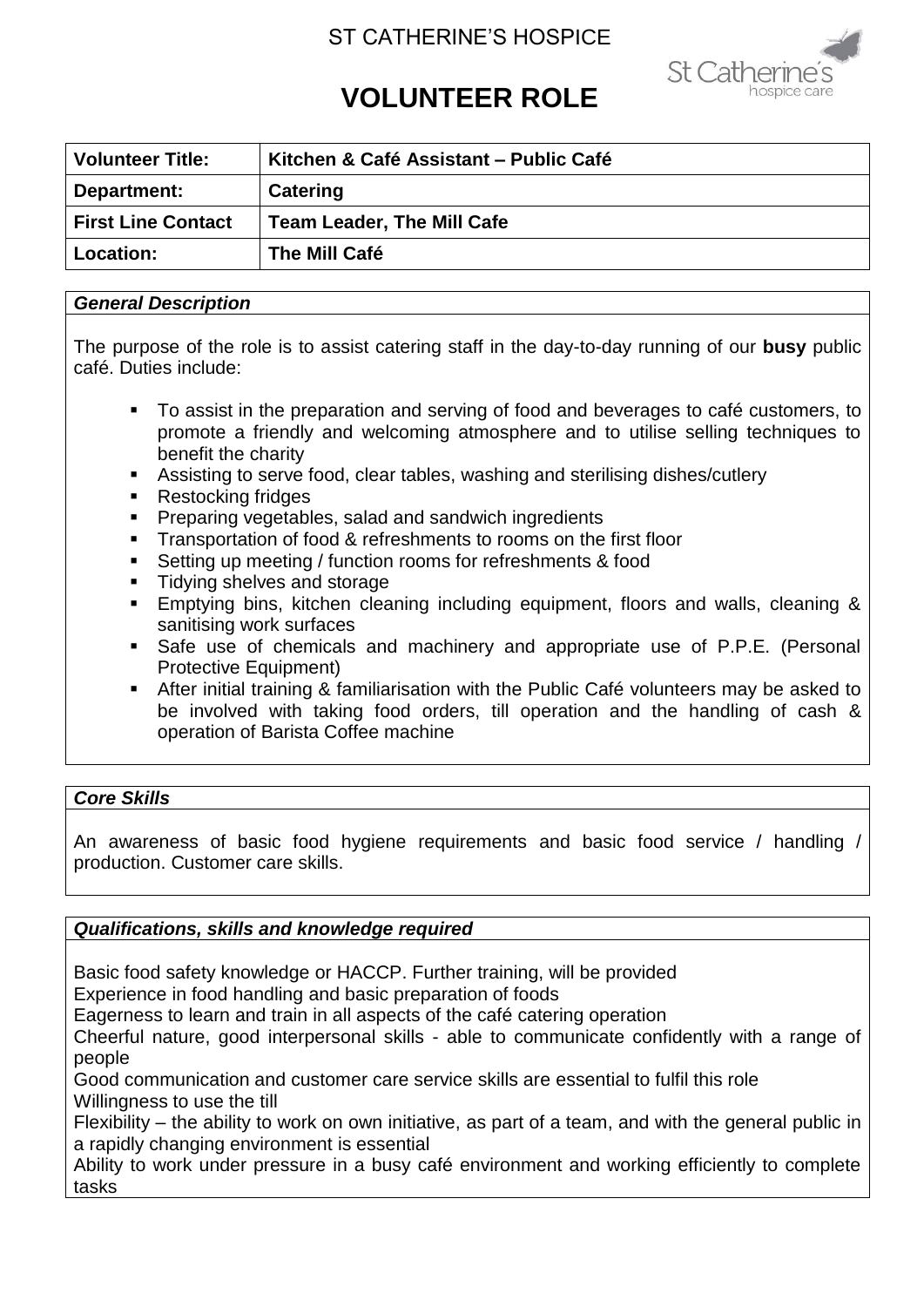ST CATHERINE'S HOSPICE

# VOLUNTEER ROLE

| **Volunteer Title:** | **Kitchen & Café Assistant – Public Café** |
|---|---|
| **Department:** | **Catering** |
| **First Line Contact** | **Team Leader, The Mill Cafe** |
| **Location:** | **The Mill Café** |

### *General Description*

The purpose of the role is to assist catering staff in the day-to-day running of our **busy** public café. Duties include:

- To assist in the preparation and serving of food and beverages to café customers, to promote a friendly and welcoming atmosphere and to utilise selling techniques to benefit the charity
- Assisting to serve food, clear tables, washing and sterilising dishes/cutlery
- Restocking fridges
- Preparing vegetables, salad and sandwich ingredients
- Transportation of food & refreshments to rooms on the first floor
- Setting up meeting / function rooms for refreshments & food
- Tidying shelves and storage
- Emptying bins, kitchen cleaning including equipment, floors and walls, cleaning & sanitising work surfaces
- Safe use of chemicals and machinery and appropriate use of P.P.E. (Personal Protective Equipment)
- After initial training & familiarisation with the Public Café volunteers may be asked to be involved with taking food orders, till operation and the handling of cash & operation of Barista Coffee machine

### *Core Skills*

An awareness of basic food hygiene requirements and basic food service / handling / production. Customer care skills.

### *Qualifications, skills and knowledge required*

Basic food safety knowledge or HACCP. Further training, will be provided

Experience in food handling and basic preparation of foods

Eagerness to learn and train in all aspects of the café catering operation

Cheerful nature, good interpersonal skills - able to communicate confidently with a range of people

Good communication and customer care service skills are essential to fulfil this role

Willingness to use the till

Flexibility – the ability to work on own initiative, as part of a team, and with the general public in a rapidly changing environment is essential

Ability to work under pressure in a busy café environment and working efficiently to complete tasks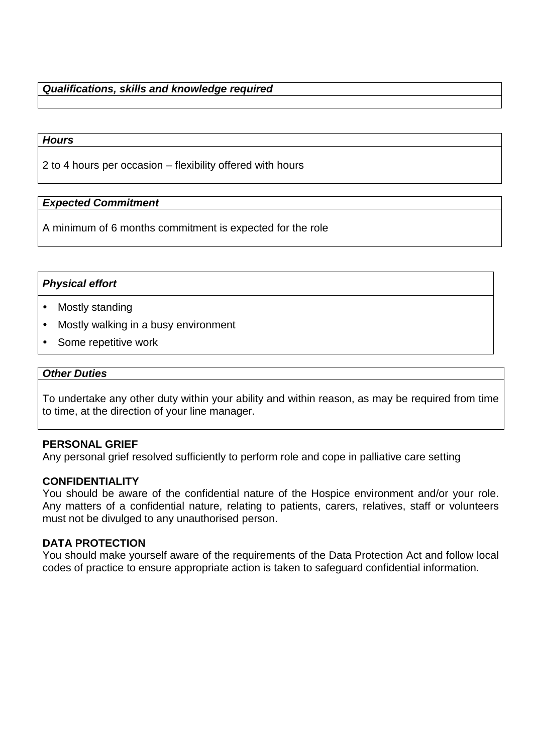***Qualifications, skills and knowledge required***

***Hours***

2 to 4 hours per occasion – flexibility offered with hours

***Expected Commitment***

A minimum of 6 months commitment is expected for the role

***Physical effort***

- Mostly standing
- Mostly walking in a busy environment
- Some repetitive work

***Other Duties***

To undertake any other duty within your ability and within reason, as may be required from time to time, at the direction of your line manager.

**PERSONAL GRIEF**

Any personal grief resolved sufficiently to perform role and cope in palliative care setting

**CONFIDENTIALITY**

You should be aware of the confidential nature of the Hospice environment and/or your role. Any matters of a confidential nature, relating to patients, carers, relatives, staff or volunteers must not be divulged to any unauthorised person.

**DATA PROTECTION**

You should make yourself aware of the requirements of the Data Protection Act and follow local codes of practice to ensure appropriate action is taken to safeguard confidential information.